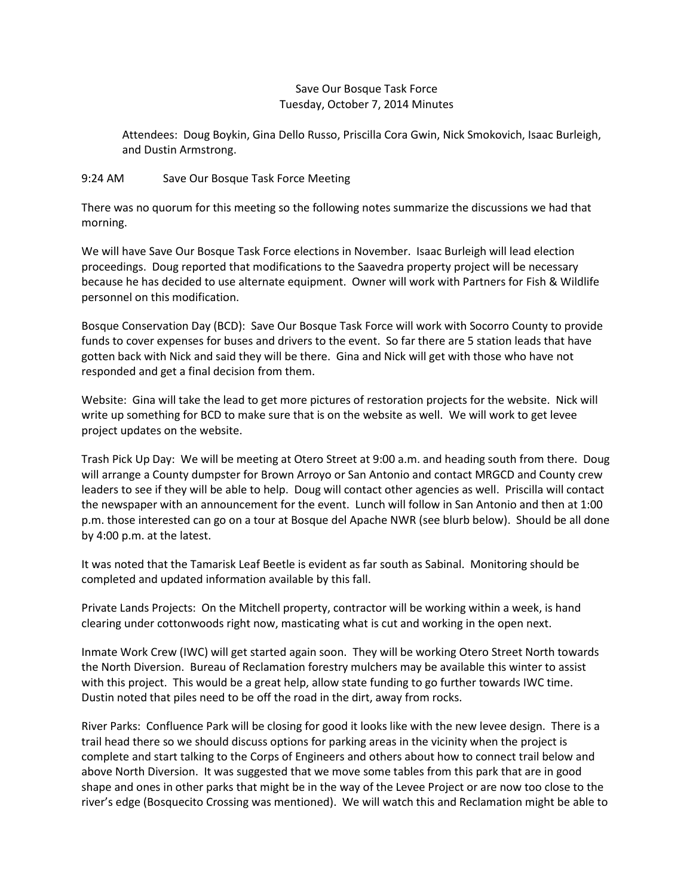Save Our Bosque Task Force
Tuesday, October 7, 2014 Minutes

Attendees: Doug Boykin, Gina Dello Russo, Priscilla Cora Gwin, Nick Smokovich, Isaac Burleigh, and Dustin Armstrong.

9:24 AM Save Our Bosque Task Force Meeting

There was no quorum for this meeting so the following notes summarize the discussions we had that morning.

We will have Save Our Bosque Task Force elections in November. Isaac Burleigh will lead election proceedings. Doug reported that modifications to the Saavedra property project will be necessary because he has decided to use alternate equipment. Owner will work with Partners for Fish & Wildlife personnel on this modification.

Bosque Conservation Day (BCD): Save Our Bosque Task Force will work with Socorro County to provide funds to cover expenses for buses and drivers to the event. So far there are 5 station leads that have gotten back with Nick and said they will be there. Gina and Nick will get with those who have not responded and get a final decision from them.

Website: Gina will take the lead to get more pictures of restoration projects for the website. Nick will write up something for BCD to make sure that is on the website as well. We will work to get levee project updates on the website.

Trash Pick Up Day: We will be meeting at Otero Street at 9:00 a.m. and heading south from there. Doug will arrange a County dumpster for Brown Arroyo or San Antonio and contact MRGCD and County crew leaders to see if they will be able to help. Doug will contact other agencies as well. Priscilla will contact the newspaper with an announcement for the event. Lunch will follow in San Antonio and then at 1:00 p.m. those interested can go on a tour at Bosque del Apache NWR (see blurb below). Should be all done by 4:00 p.m. at the latest.

It was noted that the Tamarisk Leaf Beetle is evident as far south as Sabinal. Monitoring should be completed and updated information available by this fall.

Private Lands Projects: On the Mitchell property, contractor will be working within a week, is hand clearing under cottonwoods right now, masticating what is cut and working in the open next.

Inmate Work Crew (IWC) will get started again soon. They will be working Otero Street North towards the North Diversion. Bureau of Reclamation forestry mulchers may be available this winter to assist with this project. This would be a great help, allow state funding to go further towards IWC time. Dustin noted that piles need to be off the road in the dirt, away from rocks.

River Parks: Confluence Park will be closing for good it looks like with the new levee design. There is a trail head there so we should discuss options for parking areas in the vicinity when the project is complete and start talking to the Corps of Engineers and others about how to connect trail below and above North Diversion. It was suggested that we move some tables from this park that are in good shape and ones in other parks that might be in the way of the Levee Project or are now too close to the river's edge (Bosquecito Crossing was mentioned). We will watch this and Reclamation might be able to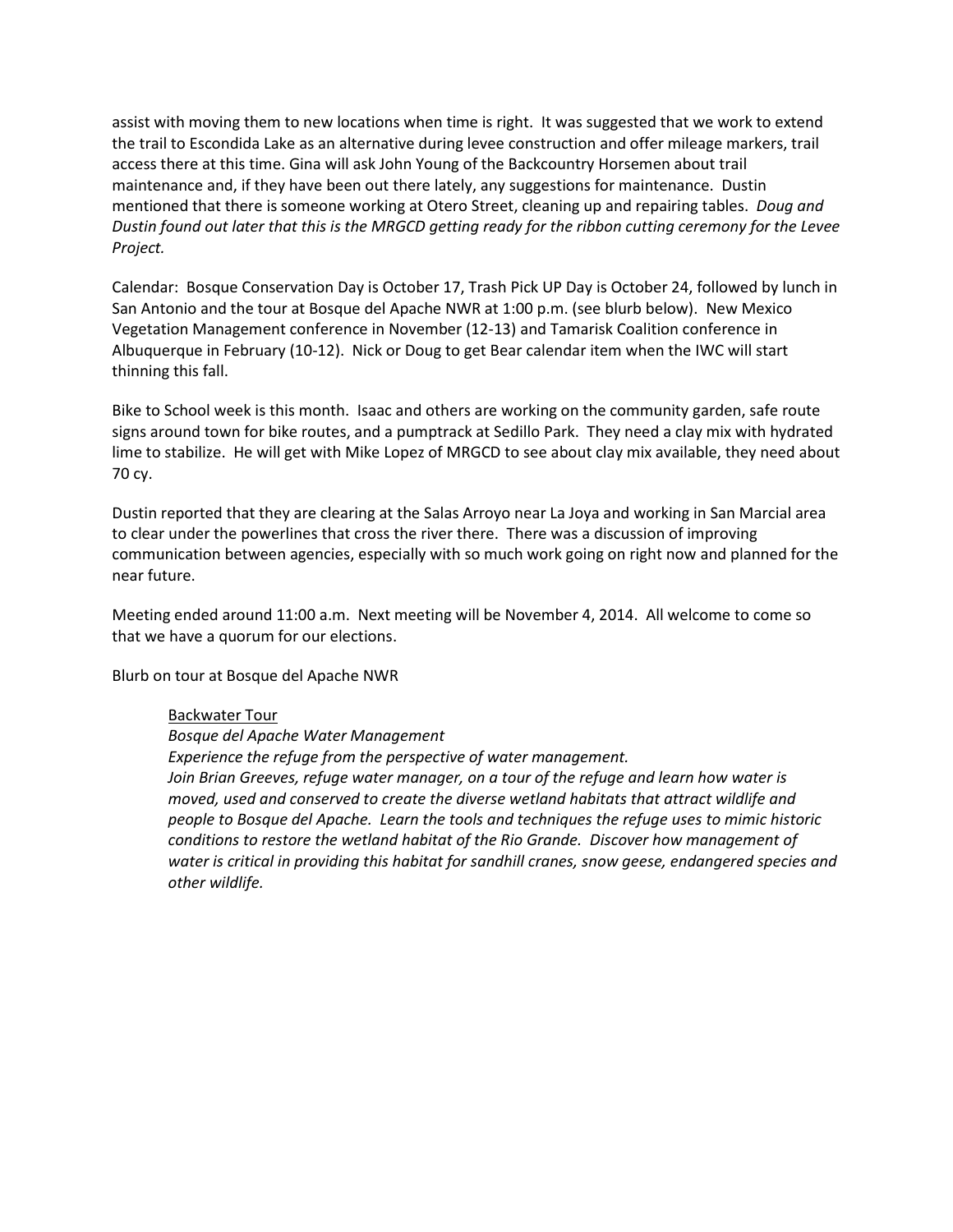assist with moving them to new locations when time is right. It was suggested that we work to extend the trail to Escondida Lake as an alternative during levee construction and offer mileage markers, trail access there at this time. Gina will ask John Young of the Backcountry Horsemen about trail maintenance and, if they have been out there lately, any suggestions for maintenance. Dustin mentioned that there is someone working at Otero Street, cleaning up and repairing tables. *Doug and Dustin found out later that this is the MRGCD getting ready for the ribbon cutting ceremony for the Levee Project.*

Calendar: Bosque Conservation Day is October 17, Trash Pick UP Day is October 24, followed by lunch in San Antonio and the tour at Bosque del Apache NWR at 1:00 p.m. (see blurb below). New Mexico Vegetation Management conference in November (12-13) and Tamarisk Coalition conference in Albuquerque in February (10-12). Nick or Doug to get Bear calendar item when the IWC will start thinning this fall.

Bike to School week is this month. Isaac and others are working on the community garden, safe route signs around town for bike routes, and a pumptrack at Sedillo Park. They need a clay mix with hydrated lime to stabilize. He will get with Mike Lopez of MRGCD to see about clay mix available, they need about 70 cy.

Dustin reported that they are clearing at the Salas Arroyo near La Joya and working in San Marcial area to clear under the powerlines that cross the river there. There was a discussion of improving communication between agencies, especially with so much work going on right now and planned for the near future.

Meeting ended around 11:00 a.m. Next meeting will be November 4, 2014. All welcome to come so that we have a quorum for our elections.

Blurb on tour at Bosque del Apache NWR

> <u>Backwater Tour</u>
> *Bosque del Apache Water Management*
> *Experience the refuge from the perspective of water management.*
> *Join Brian Greeves, refuge water manager, on a tour of the refuge and learn how water is moved, used and conserved to create the diverse wetland habitats that attract wildlife and people to Bosque del Apache. Learn the tools and techniques the refuge uses to mimic historic conditions to restore the wetland habitat of the Rio Grande. Discover how management of water is critical in providing this habitat for sandhill cranes, snow geese, endangered species and other wildlife.*